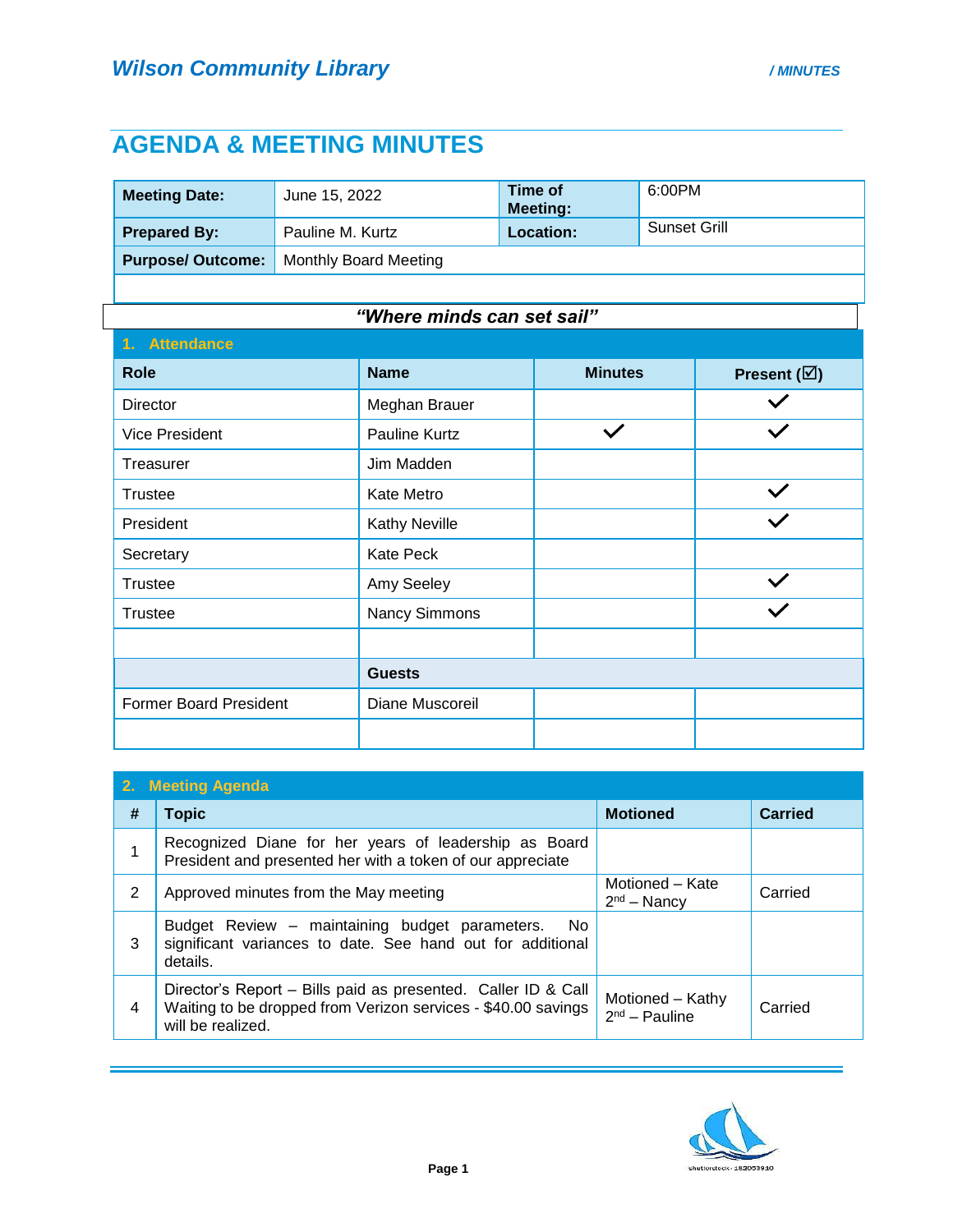# Wilson Community Library

/ MINUTES

## AGENDA & MEETING MINUTES

| | | | |
|---|---|---|---|
| **Meeting Date:** | June 15, 2022 | **Time of Meeting:** | 6:00PM |
| **Prepared By:** | Pauline M. Kurtz | **Location:** | Sunset Grill |
| **Purpose/ Outcome:** | Monthly Board Meeting | | |

***"Where minds can set sail"***

### 1. Attendance

| Role | Name | Minutes | Present (☑) |
|---|---|---|---|
| Director | Meghan Brauer | | ✓ |
| Vice President | Pauline Kurtz | ✓ | ✓ |
| Treasurer | Jim Madden | | |
| Trustee | Kate Metro | | ✓ |
| President | Kathy Neville | | ✓ |
| Secretary | Kate Peck | | |
| Trustee | Amy Seeley | | ✓ |
| Trustee | Nancy Simmons | | ✓ |
| | | | |
| | **Guests** | | |
| Former Board President | Diane Muscoreil | | |
| | | | |

### 2. Meeting Agenda

| # | Topic | Motioned | Carried |
|---|---|---|---|
| 1 | Recognized Diane for her years of leadership as Board President and presented her with a token of our appreciate | | |
| 2 | Approved minutes from the May meeting | Motioned – Kate<br>2nd – Nancy | Carried |
| 3 | Budget Review – maintaining budget parameters. No significant variances to date. See hand out for additional details. | | |
| 4 | Director's Report – Bills paid as presented. Caller ID & Call Waiting to be dropped from Verizon services - $40.00 savings will be realized. | Motioned – Kathy<br>2nd – Pauline | Carried |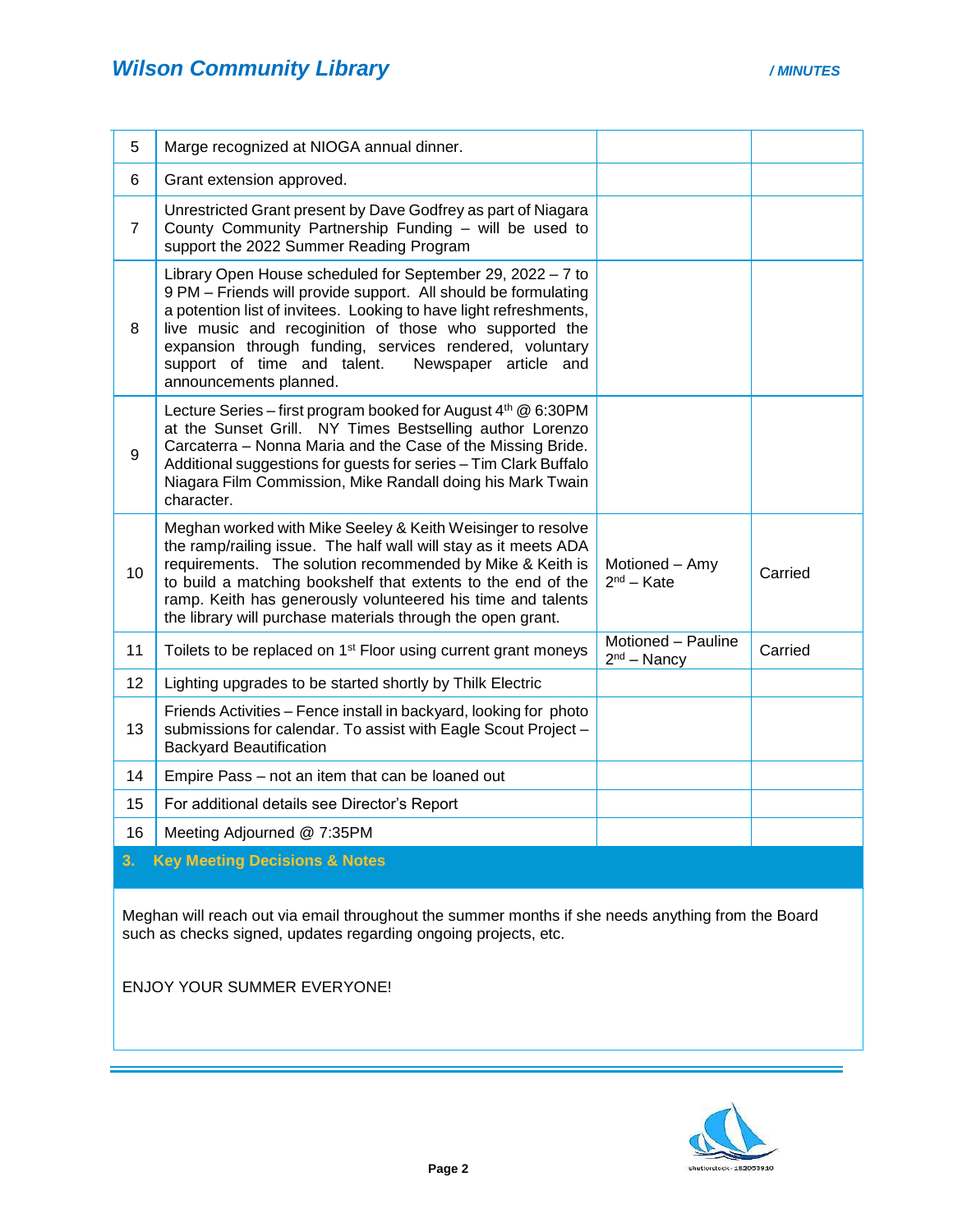| | | | |
|---|---|---|---|
| 5 | Marge recognized at NIOGA annual dinner. | | |
| 6 | Grant extension approved. | | |
| 7 | Unrestricted Grant present by Dave Godfrey as part of Niagara County Community Partnership Funding – will be used to support the 2022 Summer Reading Program | | |
| 8 | Library Open House scheduled for September 29, 2022 – 7 to 9 PM – Friends will provide support. All should be formulating a potention list of invitees. Looking to have light refreshments, live music and recoginition of those who supported the expansion through funding, services rendered, voluntary support of time and talent. Newspaper article and announcements planned. | | |
| 9 | Lecture Series – first program booked for August 4th @ 6:30PM at the Sunset Grill. NY Times Bestselling author Lorenzo Carcaterra – Nonna Maria and the Case of the Missing Bride. Additional suggestions for guests for series – Tim Clark Buffalo Niagara Film Commission, Mike Randall doing his Mark Twain character. | | |
| 10 | Meghan worked with Mike Seeley & Keith Weisinger to resolve the ramp/railing issue. The half wall will stay as it meets ADA requirements. The solution recommended by Mike & Keith is to build a matching bookshelf that extents to the end of the ramp. Keith has generously volunteered his time and talents the library will purchase materials through the open grant. | Motioned – Amy<br>2nd – Kate | Carried |
| 11 | Toilets to be replaced on 1st Floor using current grant moneys | Motioned – Pauline<br>2nd – Nancy | Carried |
| 12 | Lighting upgrades to be started shortly by Thilk Electric | | |
| 13 | Friends Activities – Fence install in backyard, looking for photo submissions for calendar. To assist with Eagle Scout Project – Backyard Beautification | | |
| 14 | Empire Pass – not an item that can be loaned out | | |
| 15 | For additional details see Director's Report | | |
| 16 | Meeting Adjourned @ 7:35PM | | |

## 3. Key Meeting Decisions & Notes

Meghan will reach out via email throughout the summer months if she needs anything from the Board such as checks signed, updates regarding ongoing projects, etc.

ENJOY YOUR SUMMER EVERYONE!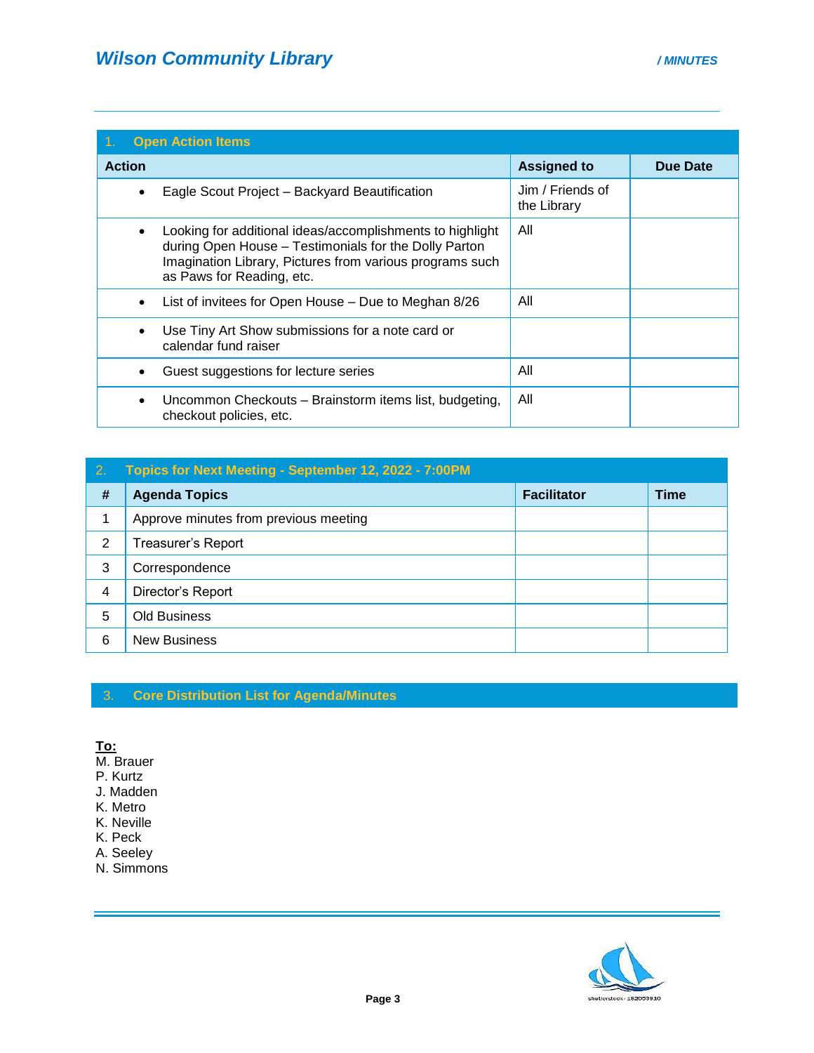## 1. Open Action Items

| Action | Assigned to | Due Date |
| --- | --- | --- |
| • Eagle Scout Project – Backyard Beautification | Jim / Friends of the Library | |
| • Looking for additional ideas/accomplishments to highlight during Open House – Testimonials for the Dolly Parton Imagination Library, Pictures from various programs such as Paws for Reading, etc. | All | |
| • List of invitees for Open House – Due to Meghan 8/26 | All | |
| • Use Tiny Art Show submissions for a note card or calendar fund raiser | | |
| • Guest suggestions for lecture series | All | |
| • Uncommon Checkouts – Brainstorm items list, budgeting, checkout policies, etc. | All | |

## 2. Topics for Next Meeting - September 12, 2022 - 7:00PM

| # | Agenda Topics | Facilitator | Time |
| --- | --- | --- | --- |
| 1 | Approve minutes from previous meeting | | |
| 2 | Treasurer's Report | | |
| 3 | Correspondence | | |
| 4 | Director's Report | | |
| 5 | Old Business | | |
| 6 | New Business | | |

## 3. Core Distribution List for Agenda/Minutes

**To:**

M. Brauer
P. Kurtz
J. Madden
K. Metro
K. Neville
K. Peck
A. Seeley
N. Simmons